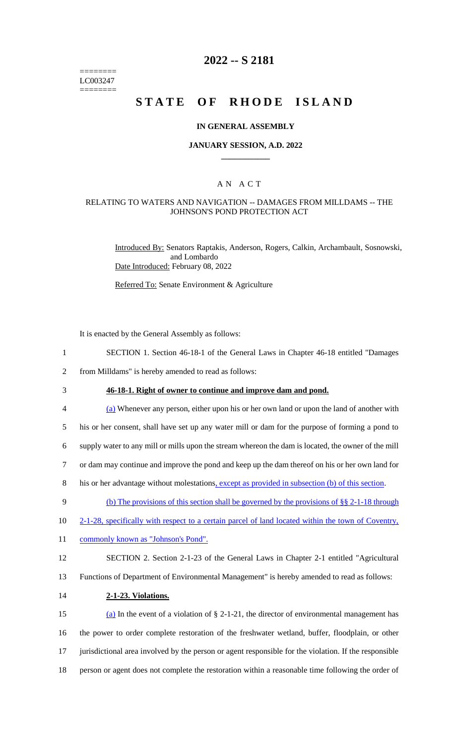========
LC003247
========

# 2022 -- S 2181

# STATE OF RHODE ISLAND

### IN GENERAL ASSEMBLY

### JANUARY SESSION, A.D. 2022

## A N A C T

### RELATING TO WATERS AND NAVIGATION -- DAMAGES FROM MILLDAMS -- THE JOHNSON'S POND PROTECTION ACT

Introduced By: Senators Raptakis, Anderson, Rogers, Calkin, Archambault, Sosnowski, and Lombardo

Date Introduced: February 08, 2022

Referred To: Senate Environment & Agriculture

It is enacted by the General Assembly as follows:

1 SECTION 1. Section 46-18-1 of the General Laws in Chapter 46-18 entitled "Damages
2 from Milldams" is hereby amended to read as follows:

3 **46-18-1. Right of owner to continue and improve dam and pond.**

4 (a) Whenever any person, either upon his or her own land or upon the land of another with
5 his or her consent, shall have set up any water mill or dam for the purpose of forming a pond to
6 supply water to any mill or mills upon the stream whereon the dam is located, the owner of the mill
7 or dam may continue and improve the pond and keep up the dam thereof on his or her own land for
8 his or her advantage without molestations, except as provided in subsection (b) of this section.

9 (b) The provisions of this section shall be governed by the provisions of §§ 2-1-18 through
10 2-1-28, specifically with respect to a certain parcel of land located within the town of Coventry,
11 commonly known as "Johnson's Pond".

12 SECTION 2. Section 2-1-23 of the General Laws in Chapter 2-1 entitled "Agricultural
13 Functions of Department of Environmental Management" is hereby amended to read as follows:

14 **2-1-23. Violations.**

15 (a) In the event of a violation of § 2-1-21, the director of environmental management has
16 the power to order complete restoration of the freshwater wetland, buffer, floodplain, or other
17 jurisdictional area involved by the person or agent responsible for the violation. If the responsible
18 person or agent does not complete the restoration within a reasonable time following the order of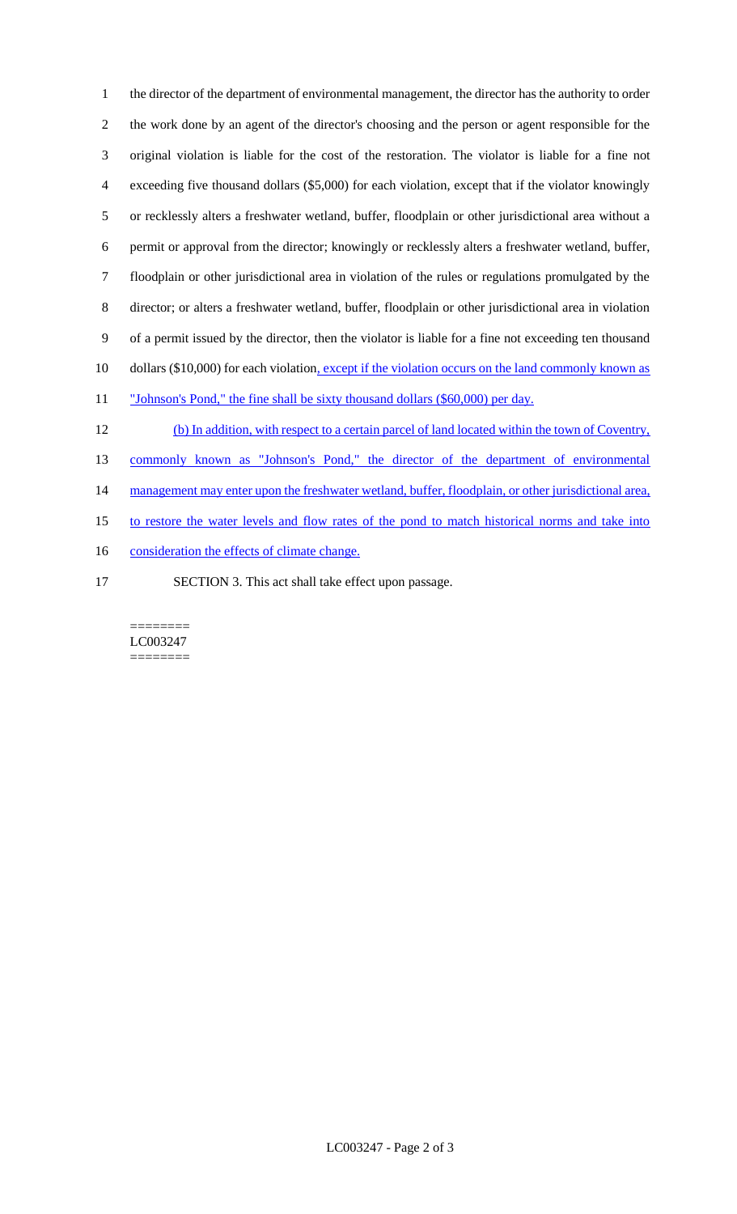the director of the department of environmental management, the director has the authority to order the work done by an agent of the director's choosing and the person or agent responsible for the original violation is liable for the cost of the restoration. The violator is liable for a fine not exceeding five thousand dollars ($5,000) for each violation, except that if the violator knowingly or recklessly alters a freshwater wetland, buffer, floodplain or other jurisdictional area without a permit or approval from the director; knowingly or recklessly alters a freshwater wetland, buffer, floodplain or other jurisdictional area in violation of the rules or regulations promulgated by the director; or alters a freshwater wetland, buffer, floodplain or other jurisdictional area in violation of a permit issued by the director, then the violator is liable for a fine not exceeding ten thousand dollars ($10,000) for each violation, except if the violation occurs on the land commonly known as "Johnson's Pond," the fine shall be sixty thousand dollars ($60,000) per day.

(b) In addition, with respect to a certain parcel of land located within the town of Coventry, commonly known as "Johnson's Pond," the director of the department of environmental management may enter upon the freshwater wetland, buffer, floodplain, or other jurisdictional area, to restore the water levels and flow rates of the pond to match historical norms and take into consideration the effects of climate change.

SECTION 3. This act shall take effect upon passage.

========
LC003247
========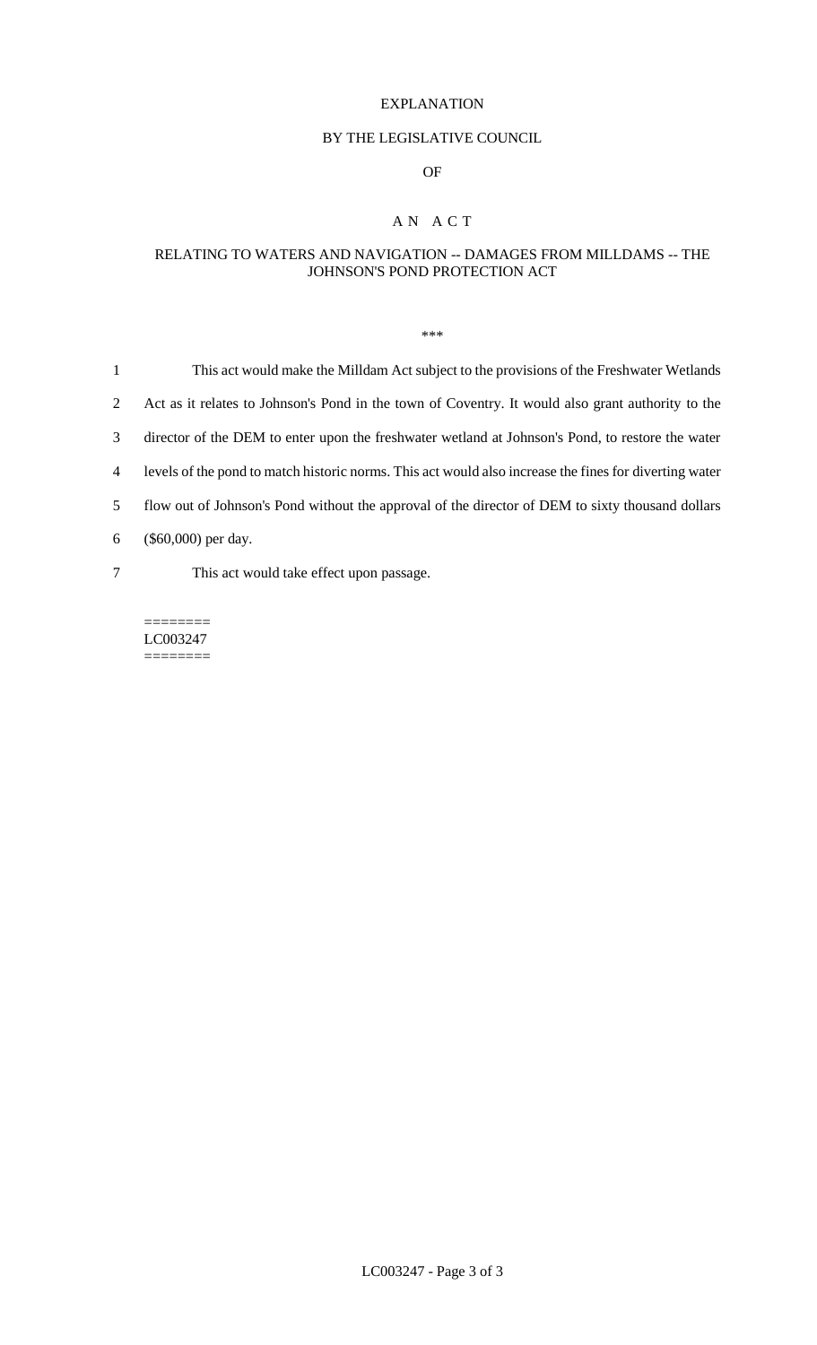EXPLANATION

BY THE LEGISLATIVE COUNCIL

OF

# A N A C T

RELATING TO WATERS AND NAVIGATION -- DAMAGES FROM MILLDAMS -- THE JOHNSON'S POND PROTECTION ACT

\*\*\*

This act would make the Milldam Act subject to the provisions of the Freshwater Wetlands Act as it relates to Johnson's Pond in the town of Coventry. It would also grant authority to the director of the DEM to enter upon the freshwater wetland at Johnson's Pond, to restore the water levels of the pond to match historic norms. This act would also increase the fines for diverting water flow out of Johnson's Pond without the approval of the director of DEM to sixty thousand dollars ($60,000) per day.

This act would take effect upon passage.

========
LC003247
========